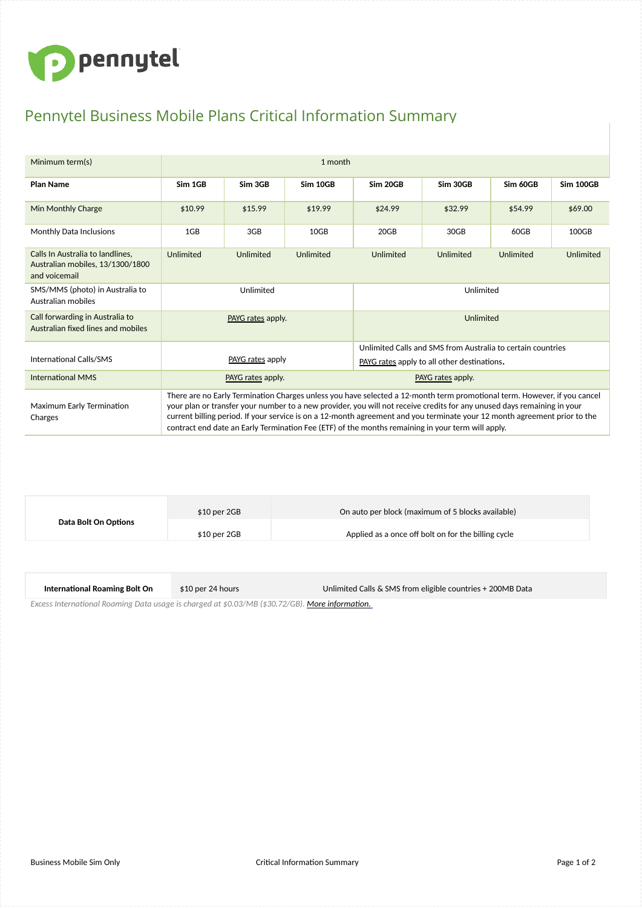# Pennytel Business Mobile Plans Critical Information Summary

| Minimum term(s) | 1 month | | | | | | |
|---|---|---|---|---|---|---|---|
| **Plan Name** | **Sim 1GB** | **Sim 3GB** | **Sim 10GB** | **Sim 20GB** | **Sim 30GB** | **Sim 60GB** | **Sim 100GB** |
| Min Monthly Charge | $10.99 | $15.99 | $19.99 | $24.99 | $32.99 | $54.99 | $69.00 |
| Monthly Data Inclusions | 1GB | 3GB | 10GB | 20GB | 30GB | 60GB | 100GB |
| Calls In Australia to landlines, Australian mobiles, 13/1300/1800 and voicemail | Unlimited | Unlimited | Unlimited | Unlimited | Unlimited | Unlimited | Unlimited |
| SMS/MMS (photo) in Australia to Australian mobiles | Unlimited | | | Unlimited | | | |
| Call forwarding in Australia to Australian fixed lines and mobiles | PAYG rates apply. | | | Unlimited | | | |
| International Calls/SMS | PAYG rates apply | | | Unlimited Calls and SMS from Australia to certain countries PAYG rates apply to all other destinations. | | | |
| International MMS | PAYG rates apply. | | | PAYG rates apply. | | | |
| Maximum Early Termination Charges | There are no Early Termination Charges unless you have selected a 12-month term promotional term. However, if you cancel your plan or transfer your number to a new provider, you will not receive credits for any unused days remaining in your current billing period. If your service is on a 12-month agreement and you terminate your 12 month agreement prior to the contract end date an Early Termination Fee (ETF) of the months remaining in your term will apply. | | | | | | |

| | | |
|---|---|---|
| **Data Bolt On Options** | $10 per 2GB | On auto per block (maximum of 5 blocks available) |
| | $10 per 2GB | Applied as a once off bolt on for the billing cycle |

| | | |
|---|---|---|
| **International Roaming Bolt On** | $10 per 24 hours | Unlimited Calls & SMS from eligible countries + 200MB Data |

*Excess International Roaming Data usage is charged at $0.03/MB ($30.72/GB). More information.*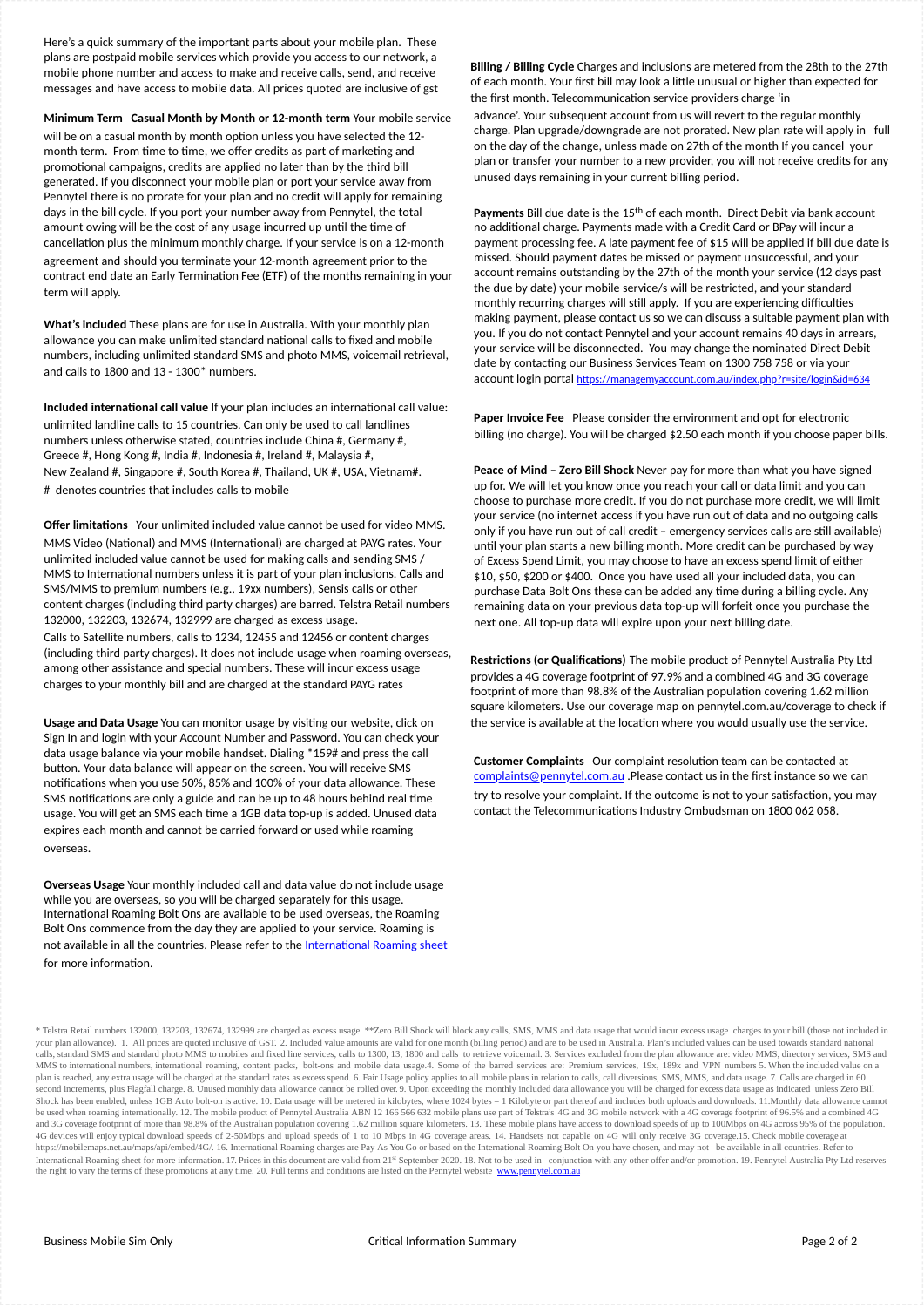Here's a quick summary of the important parts about your mobile plan. These plans are postpaid mobile services which provide you access to our network, a mobile phone number and access to make and receive calls, send, and receive messages and have access to mobile data. All prices quoted are inclusive of gst

**Minimum Term Casual Month by Month or 12-month term** Your mobile service will be on a casual month by month option unless you have selected the 12-month term. From time to time, we offer credits as part of marketing and promotional campaigns, credits are applied no later than by the third bill generated. If you disconnect your mobile plan or port your service away from Pennytel there is no prorate for your plan and no credit will apply for remaining days in the bill cycle. If you port your number away from Pennytel, the total amount owing will be the cost of any usage incurred up until the time of cancellation plus the minimum monthly charge. If your service is on a 12-month agreement and should you terminate your 12-month agreement prior to the contract end date an Early Termination Fee (ETF) of the months remaining in your term will apply.

**What's included** These plans are for use in Australia. With your monthly plan allowance you can make unlimited standard national calls to fixed and mobile numbers, including unlimited standard SMS and photo MMS, voicemail retrieval, and calls to 1800 and 13 - 1300* numbers.

**Included international call value** If your plan includes an international call value: unlimited landline calls to 15 countries. Can only be used to call landlines numbers unless otherwise stated, countries include China #, Germany #, Greece #, Hong Kong #, India #, Indonesia #, Ireland #, Malaysia #, New Zealand #, Singapore #, South Korea #, Thailand, UK #, USA, Vietnam#.
# denotes countries that includes calls to mobile

**Offer limitations** Your unlimited included value cannot be used for video MMS. MMS Video (National) and MMS (International) are charged at PAYG rates. Your unlimited included value cannot be used for making calls and sending SMS / MMS to International numbers unless it is part of your plan inclusions. Calls and SMS/MMS to premium numbers (e.g., 19xx numbers), Sensis calls or other content charges (including third party charges) are barred. Telstra Retail numbers 132000, 132203, 132674, 132999 are charged as excess usage.
Calls to Satellite numbers, calls to 1234, 12455 and 12456 or content charges (including third party charges). It does not include usage when roaming overseas, among other assistance and special numbers. These will incur excess usage charges to your monthly bill and are charged at the standard PAYG rates

**Usage and Data Usage** You can monitor usage by visiting our website, click on Sign In and login with your Account Number and Password. You can check your data usage balance via your mobile handset. Dialing *159# and press the call button. Your data balance will appear on the screen. You will receive SMS notifications when you use 50%, 85% and 100% of your data allowance. These SMS notifications are only a guide and can be up to 48 hours behind real time usage. You will get an SMS each time a 1GB data top-up is added. Unused data expires each month and cannot be carried forward or used while roaming overseas.

**Overseas Usage** Your monthly included call and data value do not include usage while you are overseas, so you will be charged separately for this usage. International Roaming Bolt Ons are available to be used overseas, the Roaming Bolt Ons commence from the day they are applied to your service. Roaming is not available in all the countries. Please refer to the International Roaming sheet for more information.

**Billing / Billing Cycle** Charges and inclusions are metered from the 28th to the 27th of each month. Your first bill may look a little unusual or higher than expected for the first month. Telecommunication service providers charge 'in advance'. Your subsequent account from us will revert to the regular monthly charge. Plan upgrade/downgrade are not prorated. New plan rate will apply in full on the day of the change, unless made on 27th of the month If you cancel your plan or transfer your number to a new provider, you will not receive credits for any unused days remaining in your current billing period.

**Payments** Bill due date is the 15th of each month. Direct Debit via bank account no additional charge. Payments made with a Credit Card or BPay will incur a payment processing fee. A late payment fee of $15 will be applied if bill due date is missed. Should payment dates be missed or payment unsuccessful, and your account remains outstanding by the 27th of the month your service (12 days past the due by date) your mobile service/s will be restricted, and your standard monthly recurring charges will still apply. If you are experiencing difficulties making payment, please contact us so we can discuss a suitable payment plan with you. If you do not contact Pennytel and your account remains 40 days in arrears, your service will be disconnected. You may change the nominated Direct Debit date by contacting our Business Services Team on 1300 758 758 or via your account login portal https://managemyaccount.com.au/index.php?r=site/login&id=634

**Paper Invoice Fee** Please consider the environment and opt for electronic billing (no charge). You will be charged $2.50 each month if you choose paper bills.

**Peace of Mind – Zero Bill Shock** Never pay for more than what you have signed up for. We will let you know once you reach your call or data limit and you can choose to purchase more credit. If you do not purchase more credit, we will limit your service (no internet access if you have run out of data and no outgoing calls only if you have run out of call credit – emergency services calls are still available) until your plan starts a new billing month. More credit can be purchased by way of Excess Spend Limit, you may choose to have an excess spend limit of either $10, $50, $200 or $400. Once you have used all your included data, you can purchase Data Bolt Ons these can be added any time during a billing cycle. Any remaining data on your previous data top-up will forfeit once you purchase the next one. All top-up data will expire upon your next billing date.

**Restrictions (or Qualifications)** The mobile product of Pennytel Australia Pty Ltd provides a 4G coverage footprint of 97.9% and a combined 4G and 3G coverage footprint of more than 98.8% of the Australian population covering 1.62 million square kilometers. Use our coverage map on pennytel.com.au/coverage to check if the service is available at the location where you would usually use the service.

**Customer Complaints** Our complaint resolution team can be contacted at complaints@pennytel.com.au .Please contact us in the first instance so we can try to resolve your complaint. If the outcome is not to your satisfaction, you may contact the Telecommunications Industry Ombudsman on 1800 062 058.

* Telstra Retail numbers 132000, 132203, 132674, 132999 are charged as excess usage. **Zero Bill Shock will block any calls, SMS, MMS and data usage that would incur excess usage charges to your bill (those not included in your plan allowance). 1. All prices are quoted inclusive of GST. 2. Included value amounts are valid for one month (billing period) and are to be used in Australia. Plan's included values can be used towards standard national calls, standard SMS and standard photo MMS to mobiles and fixed line services, calls to 1300, 13, 1800 and calls to retrieve voicemail. 3. Services excluded from the plan allowance are: video MMS, directory services, SMS and MMS to international numbers, international roaming, content packs, bolt-ons and mobile data usage.4. Some of the barred services are: Premium services, 19x, 189x and VPN numbers 5. When the included value on a plan is reached, any extra usage will be charged at the standard rates as excess spend. 6. Fair Usage policy applies to all mobile plans in relation to calls, call diversions, SMS, MMS, and data usage. 7. Calls are charged in 60 second increments, plus Flagfall charge. 8. Unused monthly data allowance cannot be rolled over. 9. Upon exceeding the monthly included data allowance you will be charged for excess data usage as indicated unless Zero Bill Shock has been enabled, unless 1GB Auto bolt-on is active. 10. Data usage will be metered in kilobytes, where 1024 bytes = 1 Kilobyte or part thereof and includes both uploads and downloads. 11.Monthly data allowance cannot be used when roaming internationally. 12. The mobile product of Pennytel Australia ABN 12 166 566 632 mobile plans use part of Telstra's 4G and 3G mobile network with a 4G coverage footprint of 96.5% and a combined 4G and 3G coverage footprint of more than 98.8% of the Australian population covering 1.62 million square kilometers. 13. These mobile plans have access to download speeds of up to 100Mbps on 4G across 95% of the population. 4G devices will enjoy typical download speeds of 2-50Mbps and upload speeds of 1 to 10 Mbps in 4G coverage areas. 14. Handsets not capable on 4G will only receive 3G coverage.15. Check mobile coverage at https://mobilemaps.net.au/maps/api/embed/4G/. 16. International Roaming charges are Pay As You Go or based on the International Roaming Bolt On you have chosen, and may not be available in all countries. Refer to International Roaming sheet for more information. 17. Prices in this document are valid from 21st September 2020. 18. Not to be used in conjunction with any other offer and/or promotion. 19. Pennytel Australia Pty Ltd reserves the right to vary the terms of these promotions at any time. 20. Full terms and conditions are listed on the Pennytel website www.pennytel.com.au